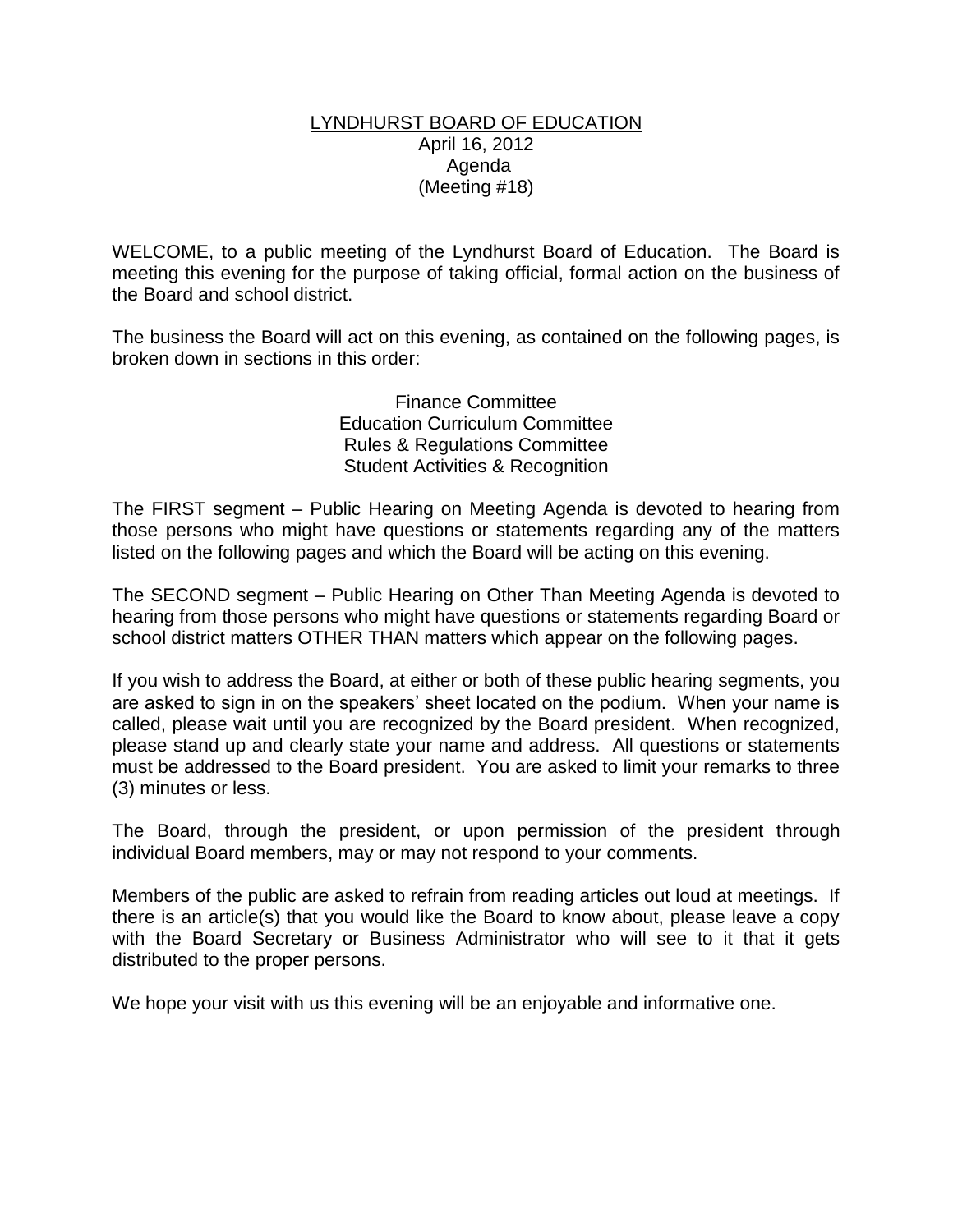# LYNDHURST BOARD OF EDUCATION

April 16, 2012
Agenda
(Meeting #18)

WELCOME, to a public meeting of the Lyndhurst Board of Education. The Board is meeting this evening for the purpose of taking official, formal action on the business of the Board and school district.

The business the Board will act on this evening, as contained on the following pages, is broken down in sections in this order:

Finance Committee
Education Curriculum Committee
Rules & Regulations Committee
Student Activities & Recognition

The FIRST segment – Public Hearing on Meeting Agenda is devoted to hearing from those persons who might have questions or statements regarding any of the matters listed on the following pages and which the Board will be acting on this evening.

The SECOND segment – Public Hearing on Other Than Meeting Agenda is devoted to hearing from those persons who might have questions or statements regarding Board or school district matters OTHER THAN matters which appear on the following pages.

If you wish to address the Board, at either or both of these public hearing segments, you are asked to sign in on the speakers' sheet located on the podium. When your name is called, please wait until you are recognized by the Board president. When recognized, please stand up and clearly state your name and address. All questions or statements must be addressed to the Board president. You are asked to limit your remarks to three (3) minutes or less.

The Board, through the president, or upon permission of the president through individual Board members, may or may not respond to your comments.

Members of the public are asked to refrain from reading articles out loud at meetings. If there is an article(s) that you would like the Board to know about, please leave a copy with the Board Secretary or Business Administrator who will see to it that it gets distributed to the proper persons.

We hope your visit with us this evening will be an enjoyable and informative one.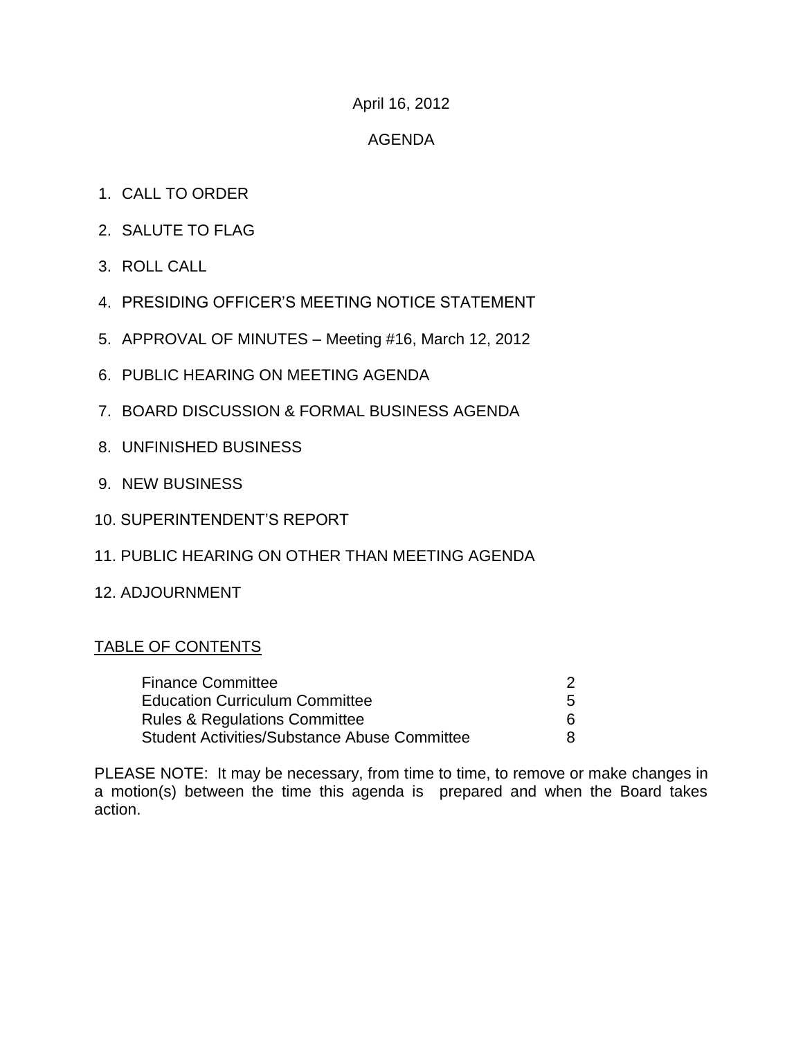April 16, 2012

AGENDA

1. CALL TO ORDER
2. SALUTE TO FLAG
3. ROLL CALL
4. PRESIDING OFFICER'S MEETING NOTICE STATEMENT
5. APPROVAL OF MINUTES – Meeting #16, March 12, 2012
6. PUBLIC HEARING ON MEETING AGENDA
7. BOARD DISCUSSION & FORMAL BUSINESS AGENDA
8. UNFINISHED BUSINESS
9. NEW BUSINESS
10. SUPERINTENDENT'S REPORT
11. PUBLIC HEARING ON OTHER THAN MEETING AGENDA
12. ADJOURNMENT

TABLE OF CONTENTS

| | |
|---|---|
| Finance Committee | 2 |
| Education Curriculum Committee | 5 |
| Rules & Regulations Committee | 6 |
| Student Activities/Substance Abuse Committee | 8 |

PLEASE NOTE: It may be necessary, from time to time, to remove or make changes in a motion(s) between the time this agenda is prepared and when the Board takes action.